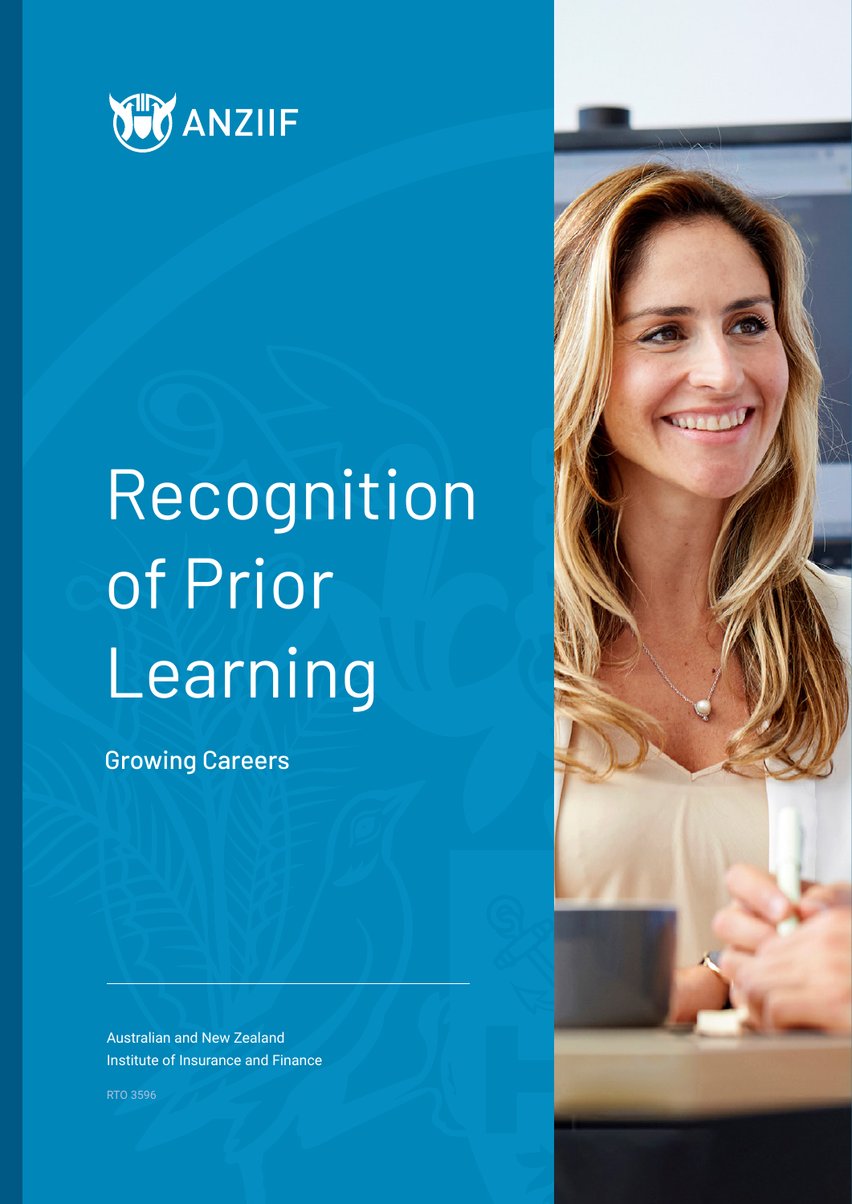ANZIIF

# Recognition of Prior Learning

## Growing Careers

Australian and New Zealand
Institute of Insurance and Finance

RTO 3596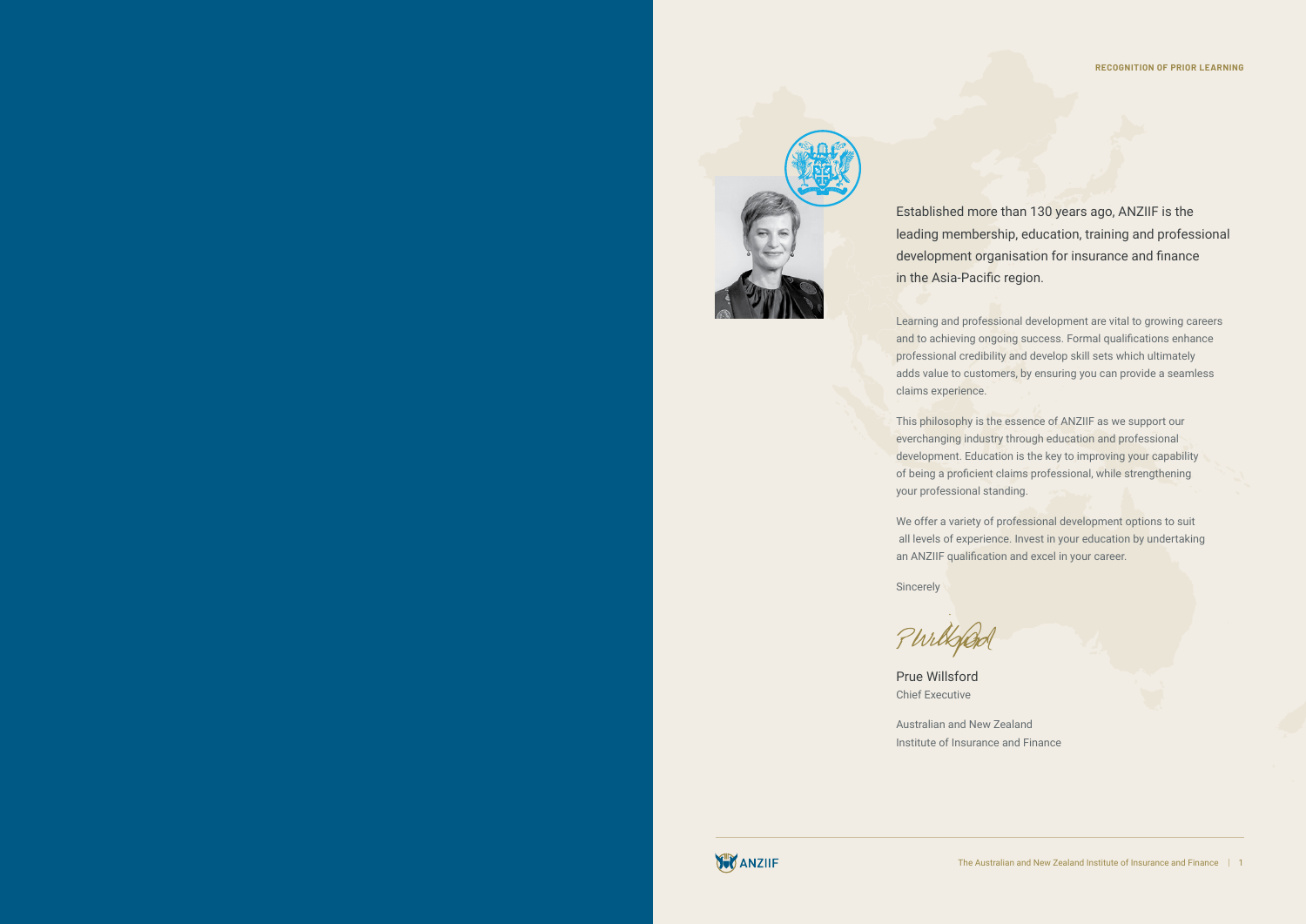Established more than 130 years ago, ANZIIF is the leading membership, education, training and professional development organisation for insurance and finance in the Asia-Pacific region.

Learning and professional development are vital to growing careers and to achieving ongoing success. Formal qualifications enhance professional credibility and develop skill sets which ultimately adds value to customers, by ensuring you can provide a seamless claims experience.

This philosophy is the essence of ANZIIF as we support our everchanging industry through education and professional development. Education is the key to improving your capability of being a proficient claims professional, while strengthening your professional standing.

We offer a variety of professional development options to suit all levels of experience. Invest in your education by undertaking an ANZIIF qualification and excel in your career.

Sincerely

Prue Willsford
Chief Executive

Australian and New Zealand
Institute of Insurance and Finance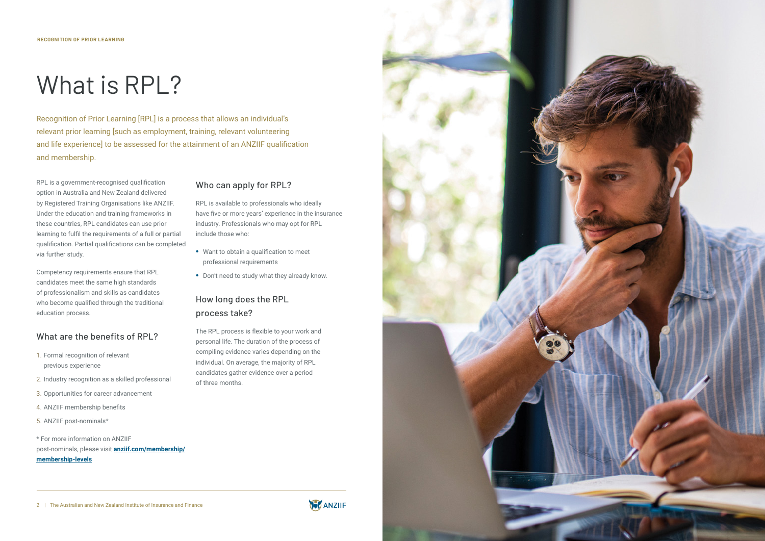RECOGNITION OF PRIOR LEARNING

# What is RPL?

Recognition of Prior Learning [RPL] is a process that allows an individual's relevant prior learning [such as employment, training, relevant volunteering and life experience] to be assessed for the attainment of an ANZIIF qualification and membership.

RPL is a government-recognised qualification option in Australia and New Zealand delivered by Registered Training Organisations like ANZIIF. Under the education and training frameworks in these countries, RPL candidates can use prior learning to fulfil the requirements of a full or partial qualification. Partial qualifications can be completed via further study.

Competency requirements ensure that RPL candidates meet the same high standards of professionalism and skills as candidates who become qualified through the traditional education process.

## What are the benefits of RPL?

1. Formal recognition of relevant previous experience
2. Industry recognition as a skilled professional
3. Opportunities for career advancement
4. ANZIIF membership benefits
5. ANZIIF post-nominals*

* For more information on ANZIIF post-nominals, please visit **anziif.com/membership/membership-levels**

## Who can apply for RPL?

RPL is available to professionals who ideally have five or more years' experience in the insurance industry. Professionals who may opt for RPL include those who:

- Want to obtain a qualification to meet professional requirements
- Don't need to study what they already know.

## How long does the RPL process take?

The RPL process is flexible to your work and personal life. The duration of the process of compiling evidence varies depending on the individual. On average, the majority of RPL candidates gather evidence over a period of three months.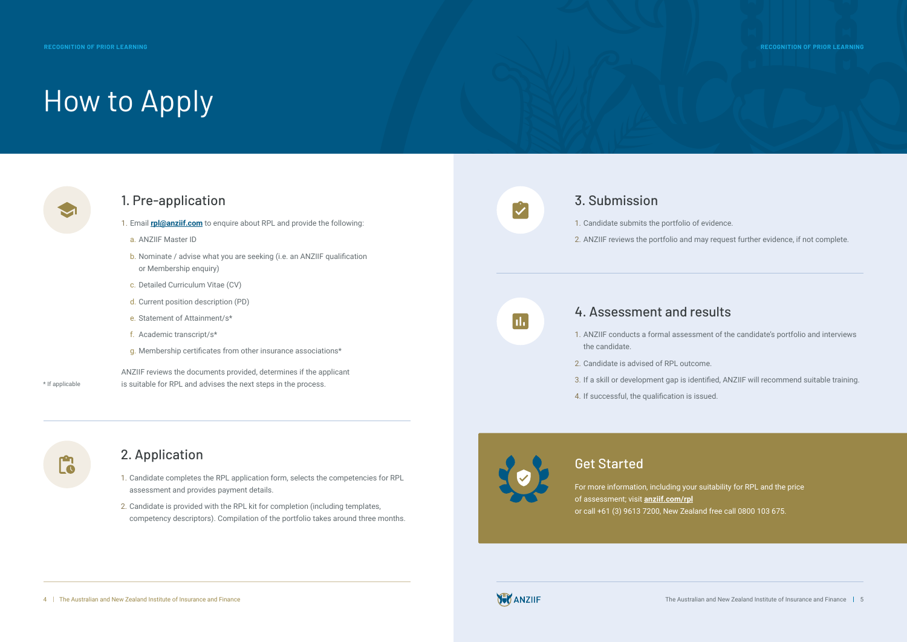# How to Apply

## 1. Pre-application

1. Email **rpl@anziif.com** to enquire about RPL and provide the following:
   a. ANZIIF Master ID
   b. Nominate / advise what you are seeking (i.e. an ANZIIF qualification or Membership enquiry)
   c. Detailed Curriculum Vitae (CV)
   d. Current position description (PD)
   e. Statement of Attainment/s*
   f. Academic transcript/s*
   g. Membership certificates from other insurance associations*

ANZIIF reviews the documents provided, determines if the applicant is suitable for RPL and advises the next steps in the process.

* If applicable

## 2. Application

1. Candidate completes the RPL application form, selects the competencies for RPL assessment and provides payment details.
2. Candidate is provided with the RPL kit for completion (including templates, competency descriptors). Compilation of the portfolio takes around three months.

## 3. Submission

1. Candidate submits the portfolio of evidence.
2. ANZIIF reviews the portfolio and may request further evidence, if not complete.

## 4. Assessment and results

1. ANZIIF conducts a formal assessment of the candidate's portfolio and interviews the candidate.
2. Candidate is advised of RPL outcome.
3. If a skill or development gap is identified, ANZIIF will recommend suitable training.
4. If successful, the qualification is issued.

## Get Started

For more information, including your suitability for RPL and the price of assessment; visit **anziif.com/rpl**
or call +61 (3) 9613 7200, New Zealand free call 0800 103 675.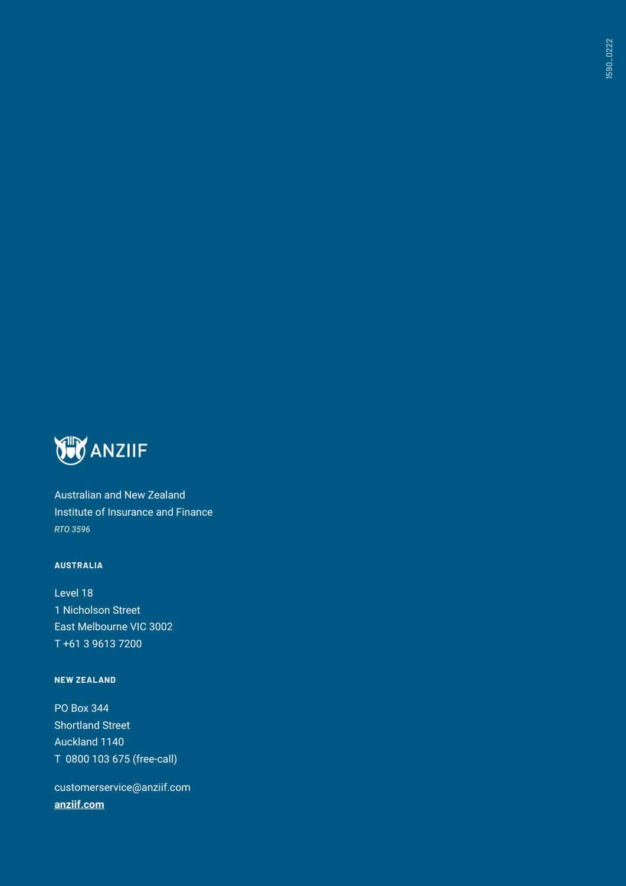ANZIIF

Australian and New Zealand
Institute of Insurance and Finance
*RTO 3596*

**AUSTRALIA**

Level 18
1 Nicholson Street
East Melbourne VIC 3002
T +61 3 9613 7200

**NEW ZEALAND**

PO Box 344
Shortland Street
Auckland 1140
T 0800 103 675 (free-call)

customerservice@anziif.com
**anziif.com**

1590_0222